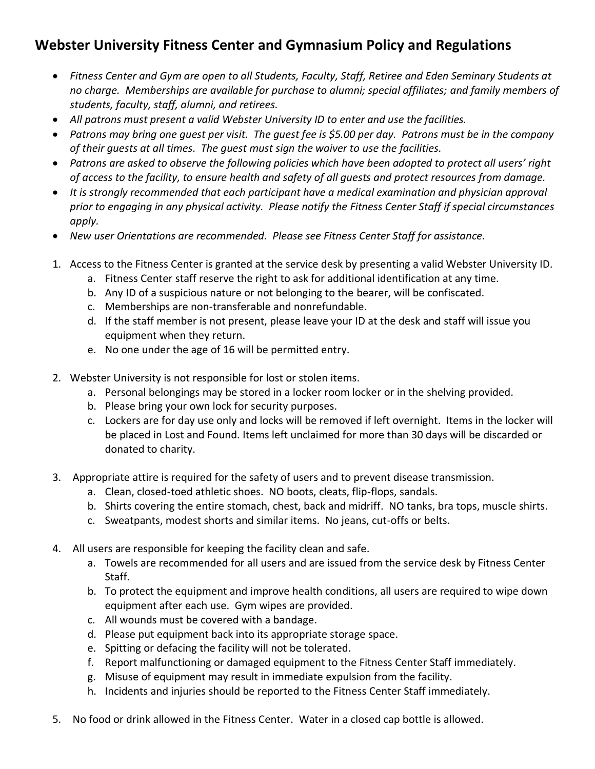## Webster University Fitness Center and Gymnasium Policy and Regulations

- *Fitness Center and Gym are open to all Students, Faculty, Staff, Retiree and Eden Seminary Students at no charge. Memberships are available for purchase to alumni; special affiliates; and family members of students, faculty, staff, alumni, and retirees.*
- *All patrons must present a valid Webster University ID to enter and use the facilities.*
- *Patrons may bring one guest per visit. The guest fee is $5.00 per day. Patrons must be in the company of their guests at all times. The guest must sign the waiver to use the facilities.*
- *Patrons are asked to observe the following policies which have been adopted to protect all users' right of access to the facility, to ensure health and safety of all guests and protect resources from damage.*
- *It is strongly recommended that each participant have a medical examination and physician approval prior to engaging in any physical activity. Please notify the Fitness Center Staff if special circumstances apply.*
- *New user Orientations are recommended. Please see Fitness Center Staff for assistance.*

1. Access to the Fitness Center is granted at the service desk by presenting a valid Webster University ID.
    a. Fitness Center staff reserve the right to ask for additional identification at any time.
    b. Any ID of a suspicious nature or not belonging to the bearer, will be confiscated.
    c. Memberships are non-transferable and nonrefundable.
    d. If the staff member is not present, please leave your ID at the desk and staff will issue you equipment when they return.
    e. No one under the age of 16 will be permitted entry.

2. Webster University is not responsible for lost or stolen items.
    a. Personal belongings may be stored in a locker room locker or in the shelving provided.
    b. Please bring your own lock for security purposes.
    c. Lockers are for day use only and locks will be removed if left overnight. Items in the locker will be placed in Lost and Found. Items left unclaimed for more than 30 days will be discarded or donated to charity.

3. Appropriate attire is required for the safety of users and to prevent disease transmission.
    a. Clean, closed-toed athletic shoes. NO boots, cleats, flip-flops, sandals.
    b. Shirts covering the entire stomach, chest, back and midriff. NO tanks, bra tops, muscle shirts.
    c. Sweatpants, modest shorts and similar items. No jeans, cut-offs or belts.

4. All users are responsible for keeping the facility clean and safe.
    a. Towels are recommended for all users and are issued from the service desk by Fitness Center Staff.
    b. To protect the equipment and improve health conditions, all users are required to wipe down equipment after each use. Gym wipes are provided.
    c. All wounds must be covered with a bandage.
    d. Please put equipment back into its appropriate storage space.
    e. Spitting or defacing the facility will not be tolerated.
    f. Report malfunctioning or damaged equipment to the Fitness Center Staff immediately.
    g. Misuse of equipment may result in immediate expulsion from the facility.
    h. Incidents and injuries should be reported to the Fitness Center Staff immediately.

5. No food or drink allowed in the Fitness Center. Water in a closed cap bottle is allowed.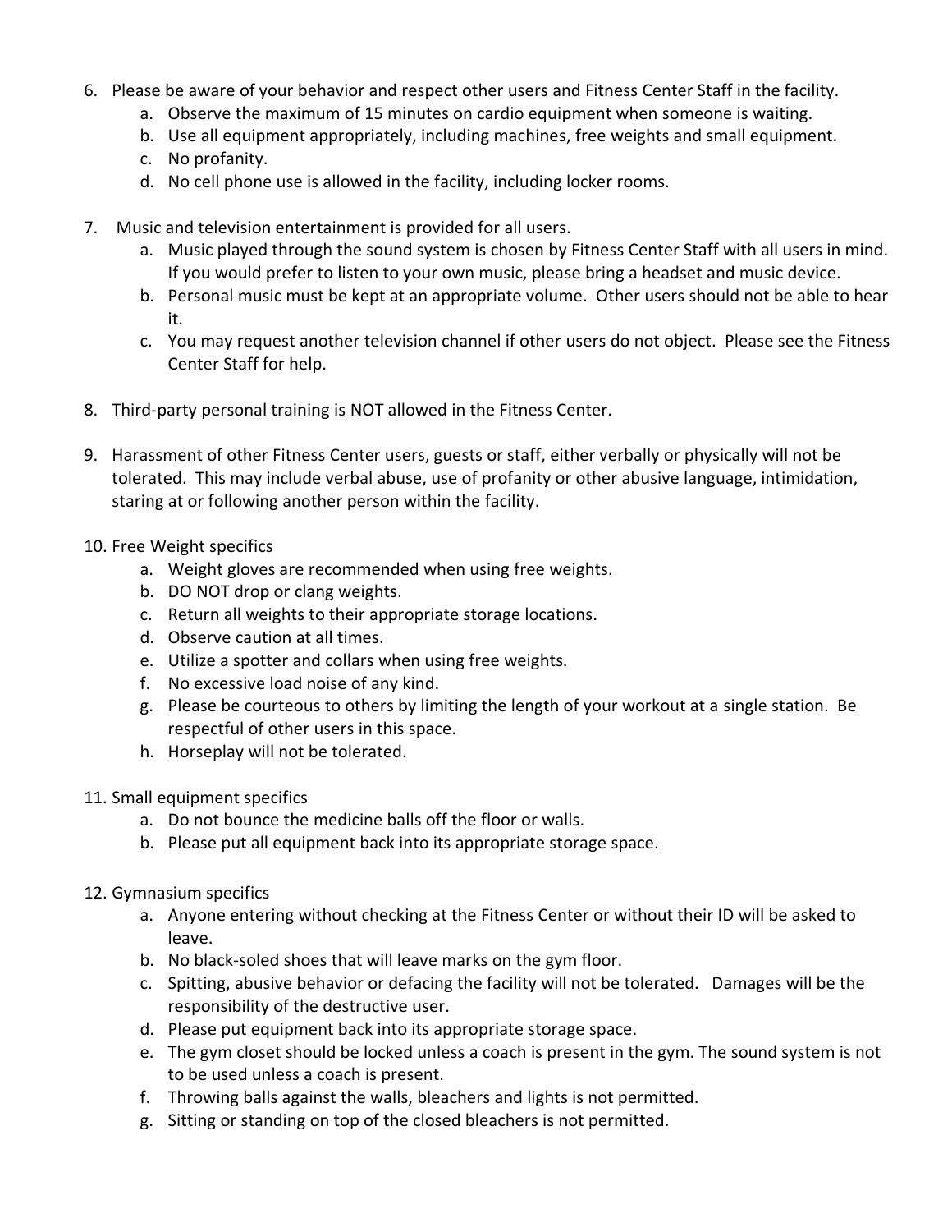6. Please be aware of your behavior and respect other users and Fitness Center Staff in the facility.
    a. Observe the maximum of 15 minutes on cardio equipment when someone is waiting.
    b. Use all equipment appropriately, including machines, free weights and small equipment.
    c. No profanity.
    d. No cell phone use is allowed in the facility, including locker rooms.

7. Music and television entertainment is provided for all users.
    a. Music played through the sound system is chosen by Fitness Center Staff with all users in mind. If you would prefer to listen to your own music, please bring a headset and music device.
    b. Personal music must be kept at an appropriate volume. Other users should not be able to hear it.
    c. You may request another television channel if other users do not object. Please see the Fitness Center Staff for help.

8. Third-party personal training is NOT allowed in the Fitness Center.

9. Harassment of other Fitness Center users, guests or staff, either verbally or physically will not be tolerated. This may include verbal abuse, use of profanity or other abusive language, intimidation, staring at or following another person within the facility.

10. Free Weight specifics
    a. Weight gloves are recommended when using free weights.
    b. DO NOT drop or clang weights.
    c. Return all weights to their appropriate storage locations.
    d. Observe caution at all times.
    e. Utilize a spotter and collars when using free weights.
    f. No excessive load noise of any kind.
    g. Please be courteous to others by limiting the length of your workout at a single station. Be respectful of other users in this space.
    h. Horseplay will not be tolerated.

11. Small equipment specifics
    a. Do not bounce the medicine balls off the floor or walls.
    b. Please put all equipment back into its appropriate storage space.

12. Gymnasium specifics
    a. Anyone entering without checking at the Fitness Center or without their ID will be asked to leave.
    b. No black-soled shoes that will leave marks on the gym floor.
    c. Spitting, abusive behavior or defacing the facility will not be tolerated. Damages will be the responsibility of the destructive user.
    d. Please put equipment back into its appropriate storage space.
    e. The gym closet should be locked unless a coach is present in the gym. The sound system is not to be used unless a coach is present.
    f. Throwing balls against the walls, bleachers and lights is not permitted.
    g. Sitting or standing on top of the closed bleachers is not permitted.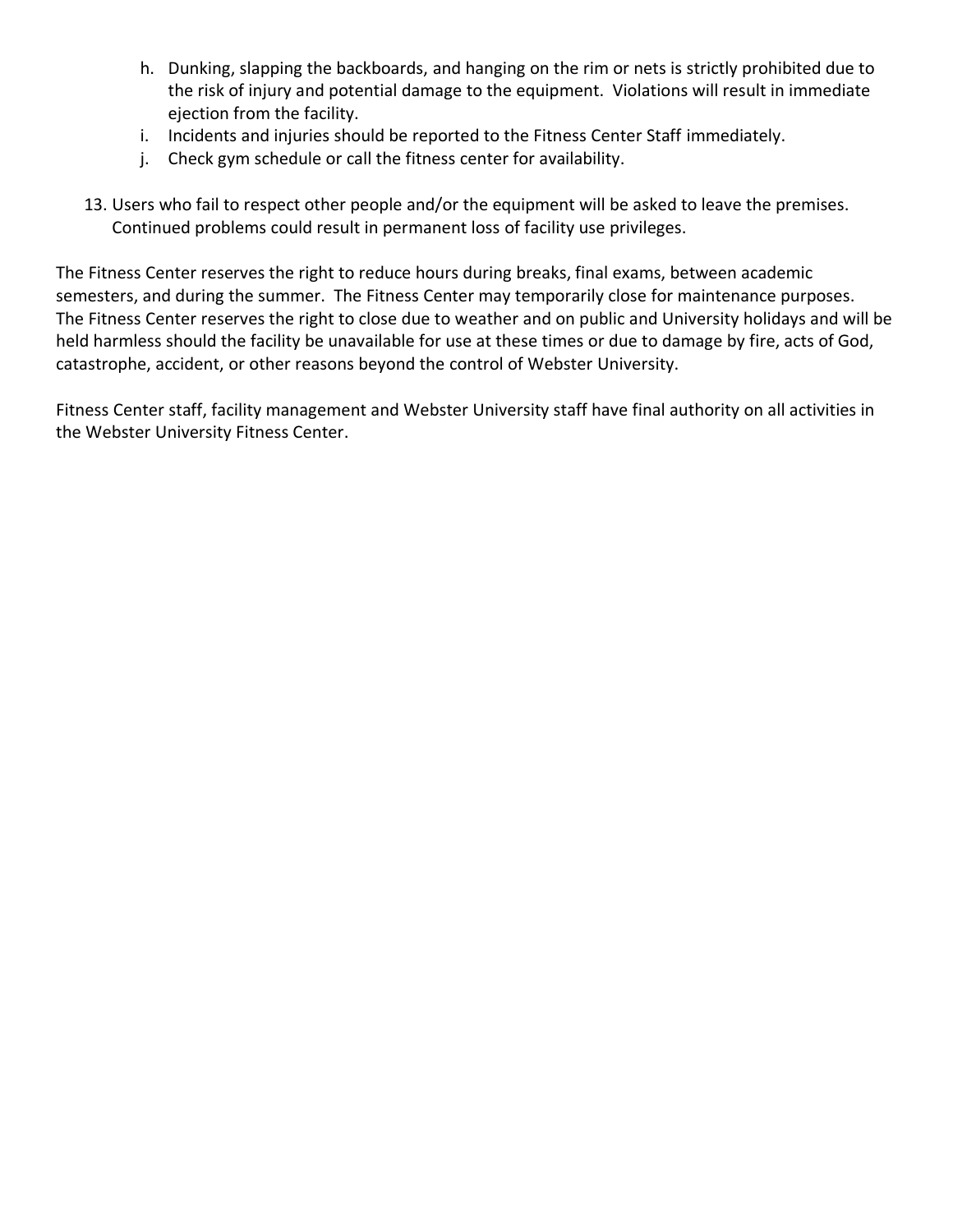h. Dunking, slapping the backboards, and hanging on the rim or nets is strictly prohibited due to the risk of injury and potential damage to the equipment. Violations will result in immediate ejection from the facility.
i. Incidents and injuries should be reported to the Fitness Center Staff immediately.
j. Check gym schedule or call the fitness center for availability.

13. Users who fail to respect other people and/or the equipment will be asked to leave the premises. Continued problems could result in permanent loss of facility use privileges.

The Fitness Center reserves the right to reduce hours during breaks, final exams, between academic semesters, and during the summer. The Fitness Center may temporarily close for maintenance purposes. The Fitness Center reserves the right to close due to weather and on public and University holidays and will be held harmless should the facility be unavailable for use at these times or due to damage by fire, acts of God, catastrophe, accident, or other reasons beyond the control of Webster University.

Fitness Center staff, facility management and Webster University staff have final authority on all activities in the Webster University Fitness Center.